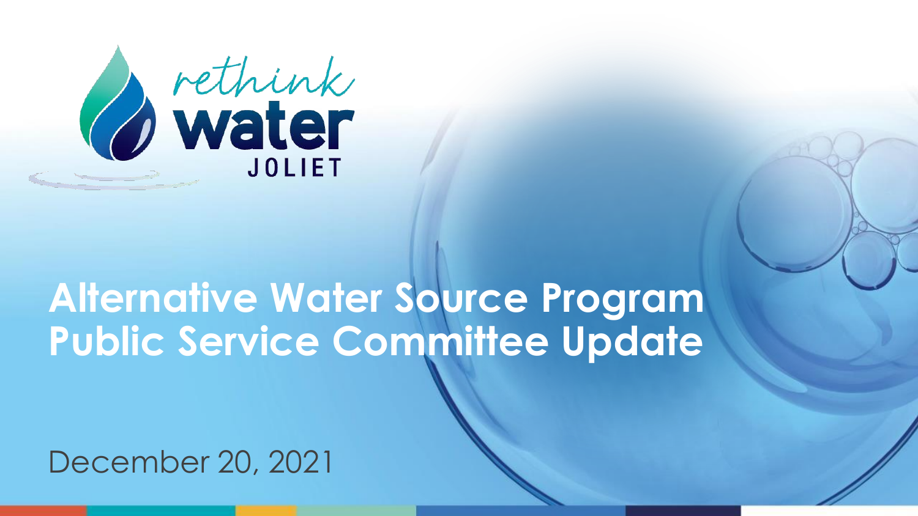rethink water JOLIET

# Alternative Water Source Program Public Service Committee Update

December 20, 2021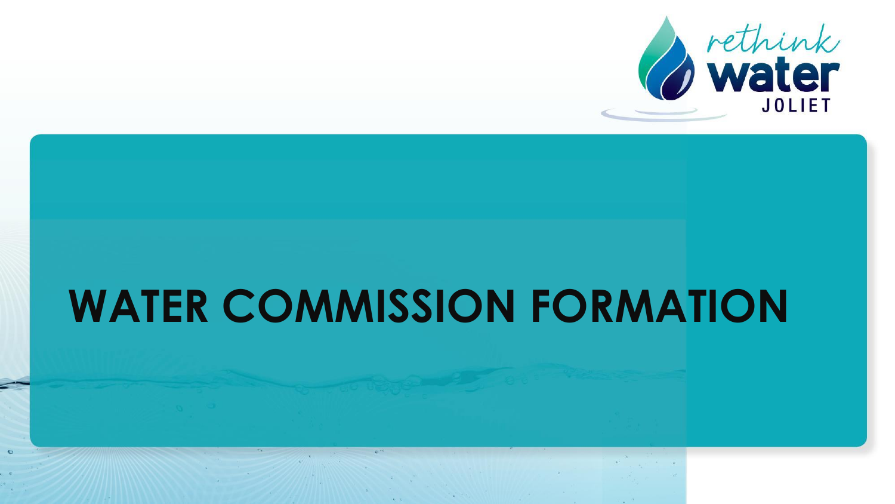# WATER COMMISSION FORMATION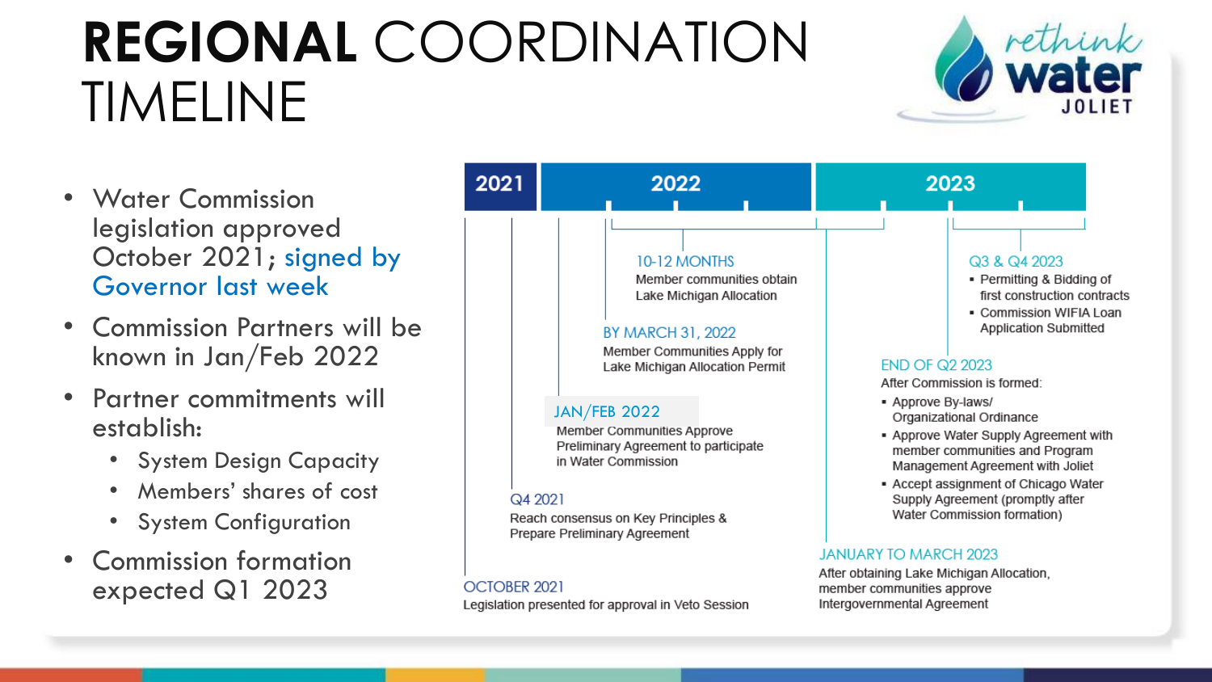# REGIONAL COORDINATION TIMELINE

- Water Commission legislation approved October 2021; signed by Governor last week
- Commission Partners will be known in Jan/Feb 2022
- Partner commitments will establish:
  - System Design Capacity
  - Members' shares of cost
  - System Configuration
- Commission formation expected Q1 2023

**2021 | 2022 | 2023**

**OCTOBER 2021**
Legislation presented for approval in Veto Session

**Q4 2021**
Reach consensus on Key Principles & Prepare Preliminary Agreement

**JAN/FEB 2022**
Member Communities Approve Preliminary Agreement to participate in Water Commission

**BY MARCH 31, 2022**
Member Communities Apply for Lake Michigan Allocation Permit

**10-12 MONTHS**
Member communities obtain Lake Michigan Allocation

**JANUARY TO MARCH 2023**
After obtaining Lake Michigan Allocation, member communities approve Intergovernmental Agreement

**END OF Q2 2023**
After Commission is formed:
- Approve By-laws/ Organizational Ordinance
- Approve Water Supply Agreement with member communities and Program Management Agreement with Joliet
- Accept assignment of Chicago Water Supply Agreement (promptly after Water Commission formation)

**Q3 & Q4 2023**
- Permitting & Bidding of first construction contracts
- Commission WIFIA Loan Application Submitted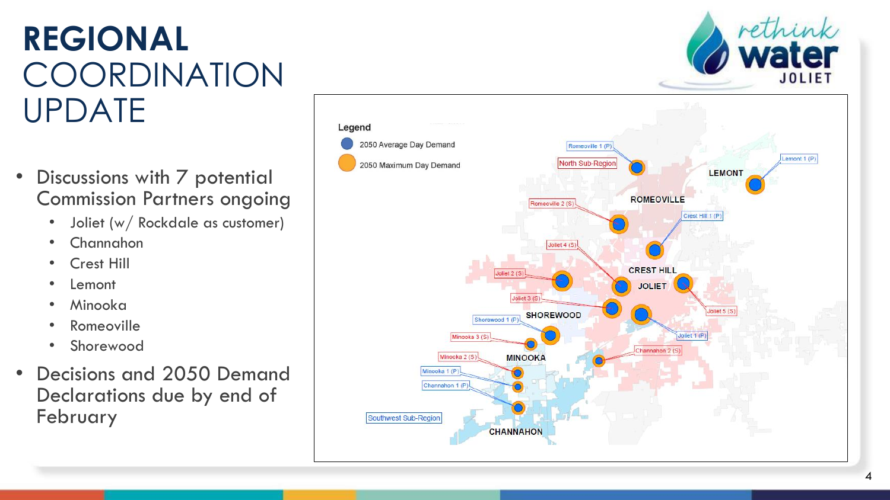# REGIONAL COORDINATION UPDATE

- Discussions with 7 potential Commission Partners ongoing
  - Joliet (w/ Rockdale as customer)
  - Channahon
  - Crest Hill
  - Lemont
  - Minooka
  - Romeoville
  - Shorewood
- Decisions and 2050 Demand Declarations due by end of February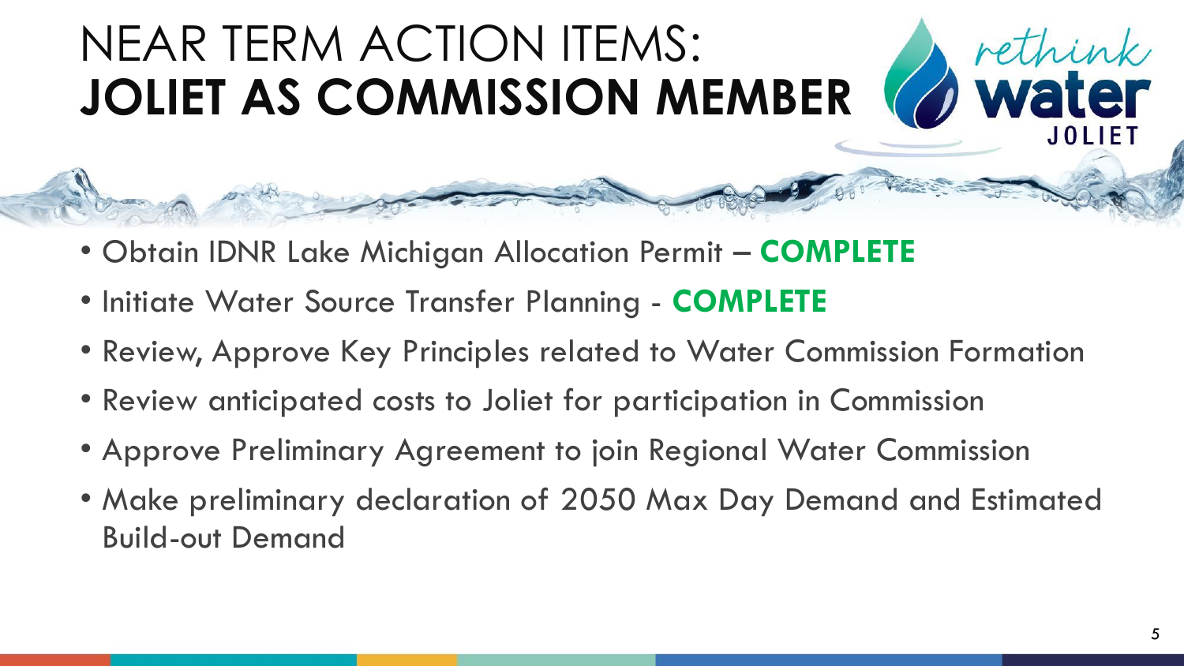# NEAR TERM ACTION ITEMS: **JOLIET AS COMMISSION MEMBER**

- Obtain IDNR Lake Michigan Allocation Permit – **COMPLETE**
- Initiate Water Source Transfer Planning - **COMPLETE**
- Review, Approve Key Principles related to Water Commission Formation
- Review anticipated costs to Joliet for participation in Commission
- Approve Preliminary Agreement to join Regional Water Commission
- Make preliminary declaration of 2050 Max Day Demand and Estimated Build-out Demand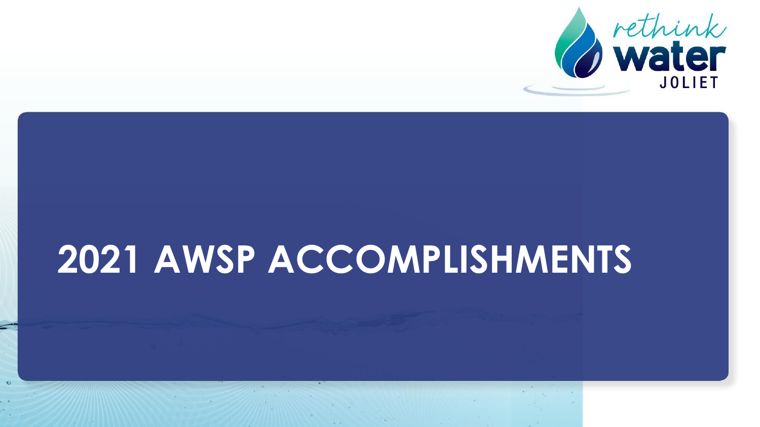# 2021 AWSP ACCOMPLISHMENTS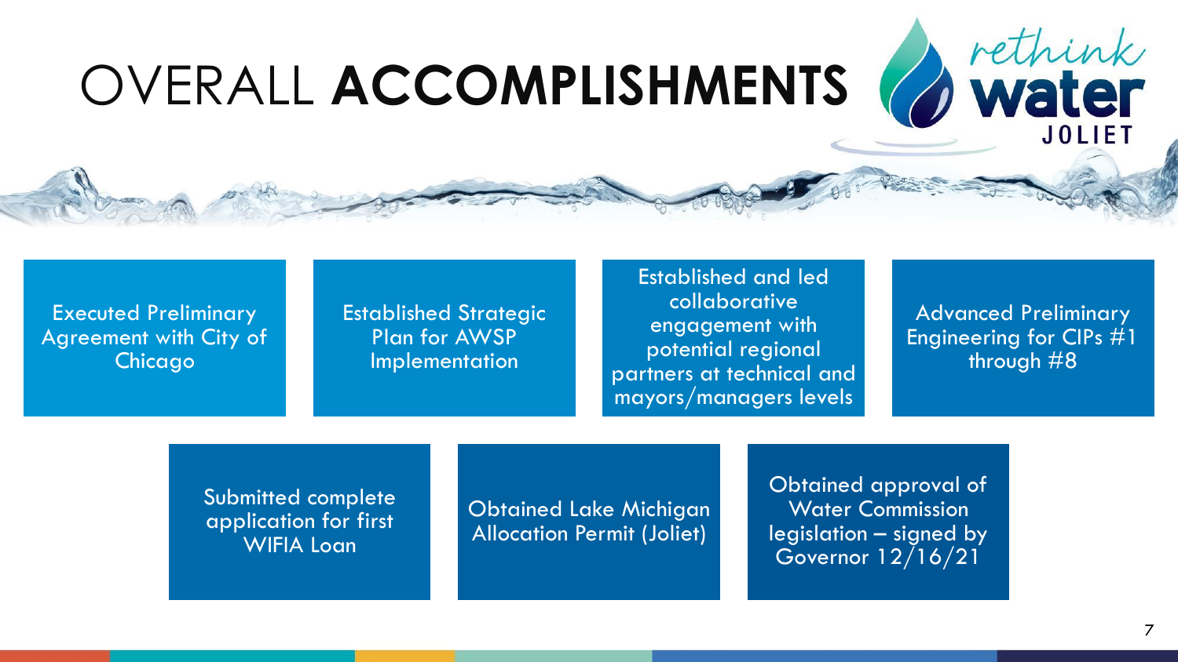# OVERALL **ACCOMPLISHMENTS**

- Executed Preliminary Agreement with City of Chicago
- Established Strategic Plan for AWSP Implementation
- Established and led collaborative engagement with potential regional partners at technical and mayors/managers levels
- Advanced Preliminary Engineering for CIPs #1 through #8
- Submitted complete application for first WIFIA Loan
- Obtained Lake Michigan Allocation Permit (Joliet)
- Obtained approval of Water Commission legislation – signed by Governor 12/16/21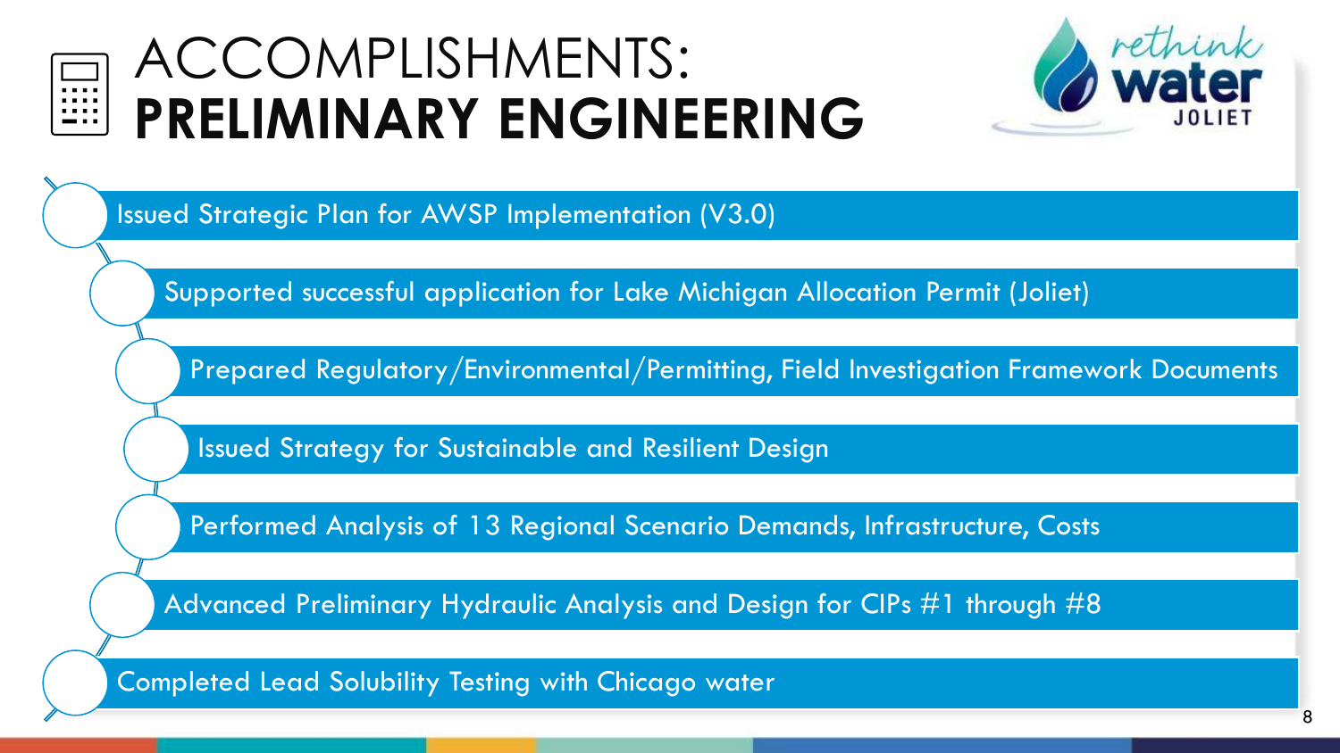# ACCOMPLISHMENTS: **PRELIMINARY ENGINEERING**

- Issued Strategic Plan for AWSP Implementation (V3.0)
- Supported successful application for Lake Michigan Allocation Permit (Joliet)
- Prepared Regulatory/Environmental/Permitting, Field Investigation Framework Documents
- Issued Strategy for Sustainable and Resilient Design
- Performed Analysis of 13 Regional Scenario Demands, Infrastructure, Costs
- Advanced Preliminary Hydraulic Analysis and Design for CIPs #1 through #8
- Completed Lead Solubility Testing with Chicago water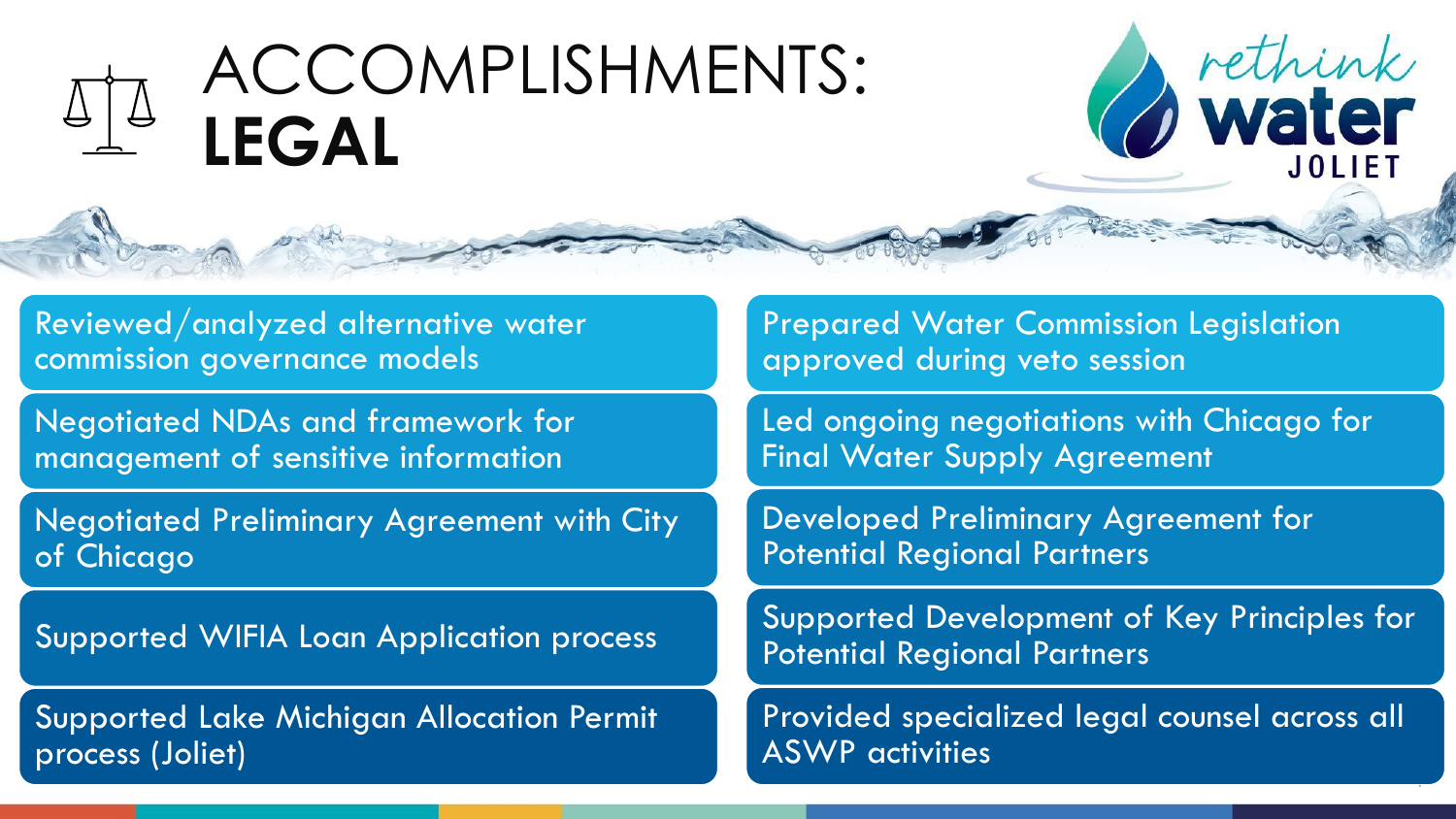# ACCOMPLISHMENTS: **LEGAL**

rethink water JOLIET

- Reviewed/analyzed alternative water commission governance models
- Negotiated NDAs and framework for management of sensitive information
- Negotiated Preliminary Agreement with City of Chicago
- Supported WIFIA Loan Application process
- Supported Lake Michigan Allocation Permit process (Joliet)
- Prepared Water Commission Legislation approved during veto session
- Led ongoing negotiations with Chicago for Final Water Supply Agreement
- Developed Preliminary Agreement for Potential Regional Partners
- Supported Development of Key Principles for Potential Regional Partners
- Provided specialized legal counsel across all ASWP activities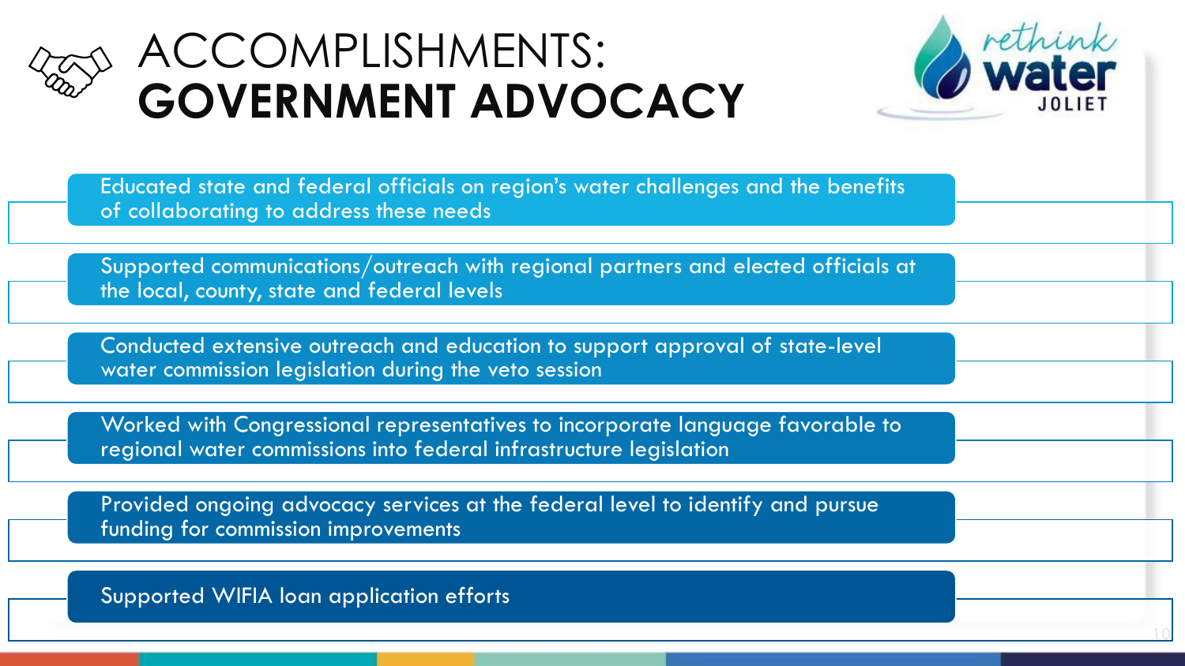# ACCOMPLISHMENTS: **GOVERNMENT ADVOCACY**

- Educated state and federal officials on region's water challenges and the benefits of collaborating to address these needs
- Supported communications/outreach with regional partners and elected officials at the local, county, state and federal levels
- Conducted extensive outreach and education to support approval of state-level water commission legislation during the veto session
- Worked with Congressional representatives to incorporate language favorable to regional water commissions into federal infrastructure legislation
- Provided ongoing advocacy services at the federal level to identify and pursue funding for commission improvements
- Supported WIFIA loan application efforts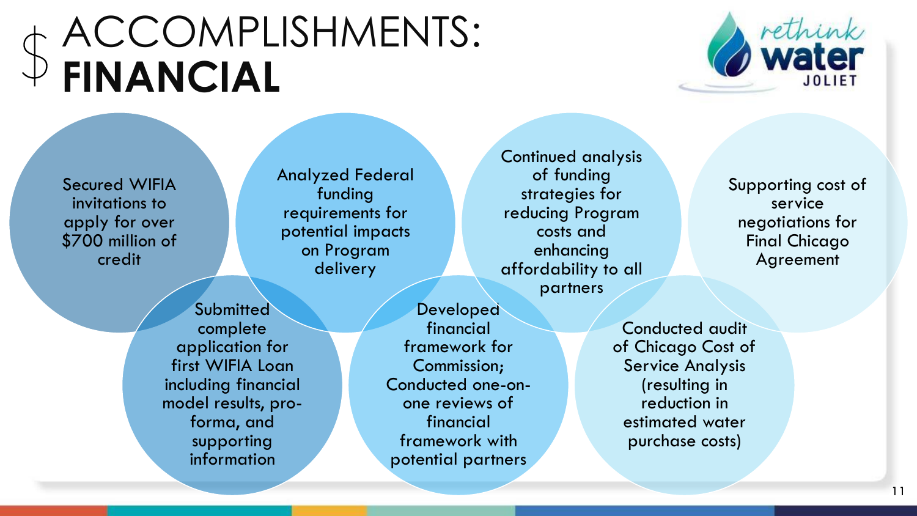# ACCOMPLISHMENTS: **FINANCIAL**

- Secured WIFIA invitations to apply for over $700 million of credit
- Analyzed Federal funding requirements for potential impacts on Program delivery
- Continued analysis of funding strategies for reducing Program costs and enhancing affordability to all partners
- Supporting cost of service negotiations for Final Chicago Agreement
- Submitted complete application for first WIFIA Loan including financial model results, pro-forma, and supporting information
- Developed financial framework for Commission; Conducted one-on-one reviews of financial framework with potential partners
- Conducted audit of Chicago Cost of Service Analysis (resulting in reduction in estimated water purchase costs)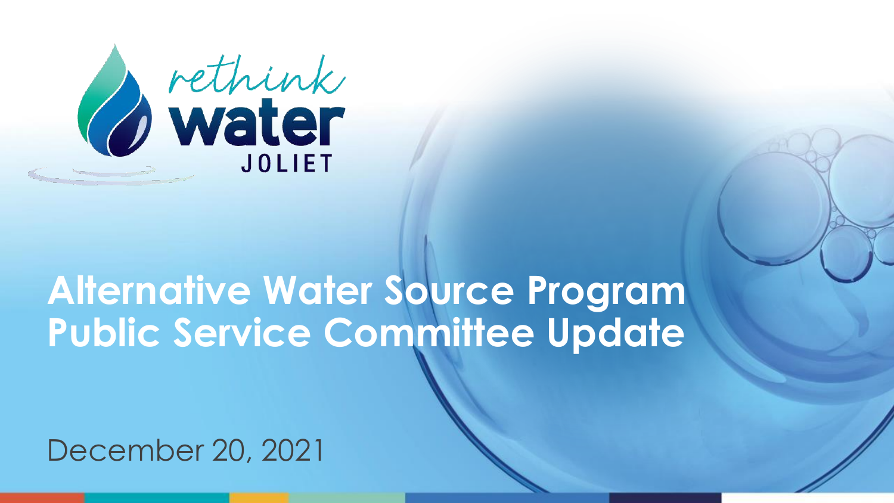rethink water JOLIET

# Alternative Water Source Program Public Service Committee Update

December 20, 2021